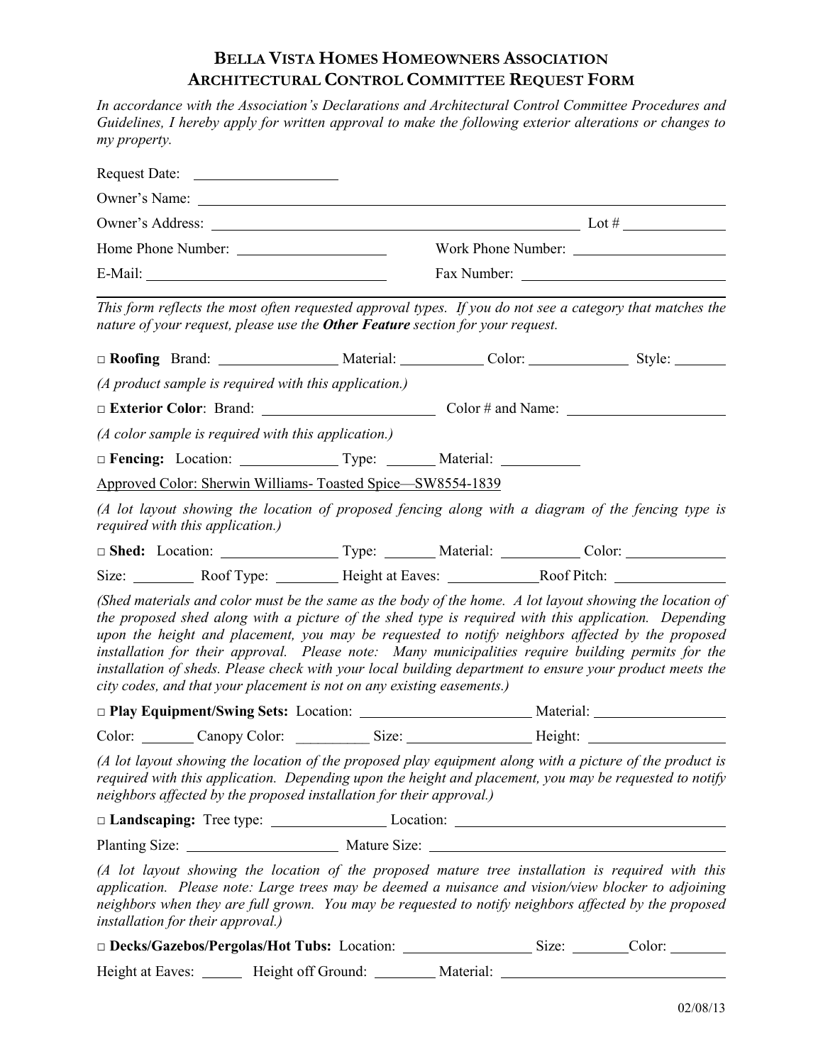# Bella Vista Homes Homeowners Association
## Architectural Control Committee Request Form

*In accordance with the Association's Declarations and Architectural Control Committee Procedures and Guidelines, I hereby apply for written approval to make the following exterior alterations or changes to my property.*

Request Date: ____________________

Owner's Name: ____________________

Owner's Address: ____________________ Lot # ____________

Home Phone Number: ____________________ Work Phone Number: ____________________

E-Mail: ____________________ Fax Number: ____________________

---

*This form reflects the most often requested approval types. If you do not see a category that matches the nature of your request, please use the **Other Feature** section for your request.*

□ **Roofing** Brand: ____________ Material: ____________ Color: ____________ Style: ________

*(A product sample is required with this application.)*

□ **Exterior Color**: Brand: ____________________ Color # and Name: ____________________

*(A color sample is required with this application.)*

□ **Fencing:** Location: ____________ Type: ________ Material: ____________

Approved Color: Sherwin Williams- Toasted Spice—SW8554-1839

*(A lot layout showing the location of proposed fencing along with a diagram of the fencing type is required with this application.)*

□ **Shed:** Location: ____________ Type: ________ Material: ____________ Color: ____________

Size: ________ Roof Type: ________ Height at Eaves: ____________ Roof Pitch: ____________

*(Shed materials and color must be the same as the body of the home. A lot layout showing the location of the proposed shed along with a picture of the shed type is required with this application. Depending upon the height and placement, you may be requested to notify neighbors affected by the proposed installation for their approval. Please note: Many municipalities require building permits for the installation of sheds. Please check with your local building department to ensure your product meets the city codes, and that your placement is not on any existing easements.)*

□ **Play Equipment/Swing Sets:** Location: ____________________ Material: ____________

Color: ________ Canopy Color: ________ Size: ____________ Height: ____________

*(A lot layout showing the location of the proposed play equipment along with a picture of the product is required with this application. Depending upon the height and placement, you may be requested to notify neighbors affected by the proposed installation for their approval.)*

□ **Landscaping:** Tree type: ____________ Location: ____________________

Planting Size: ____________________ Mature Size: ____________________

*(A lot layout showing the location of the proposed mature tree installation is required with this application. Please note: Large trees may be deemed a nuisance and vision/view blocker to adjoining neighbors when they are full grown. You may be requested to notify neighbors affected by the proposed installation for their approval.)*

□ **Decks/Gazebos/Pergolas/Hot Tubs:** Location: ____________ Size: ________ Color: ________

Height at Eaves: ______ Height off Ground: ________ Material: ____________________

02/08/13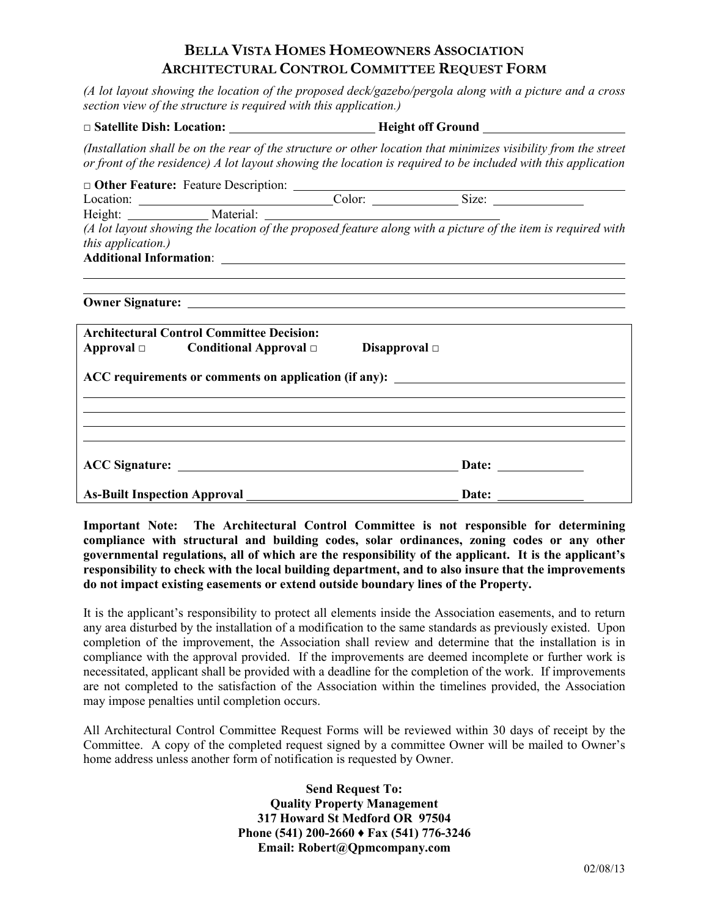## BELLA VISTA HOMES HOMEOWNERS ASSOCIATION
## ARCHITECTURAL CONTROL COMMITTEE REQUEST FORM

*(A lot layout showing the location of the proposed deck/gazebo/pergola along with a picture and a cross section view of the structure is required with this application.)*

**□ Satellite Dish: Location:** ______________________ **Height off Ground** ______________________

*(Installation shall be on the rear of the structure or other location that minimizes visibility from the street or front of the residence) A lot layout showing the location is required to be included with this application*

**□ Other Feature:** Feature Description: ______________________________________________

Location: ____________________________ Color: _____________ Size: _____________

Height: ____________ Material: ____________________________________

*(A lot layout showing the location of the proposed feature along with a picture of the item is required with this application.)*

**Additional Information**: ______________________________________________________________

______________________________________________________________________________

______________________________________________________________________________

**Owner Signature:** _____________________________________________________________

**Architectural Control Committee Decision:**

**Approval □** **Conditional Approval □** **Disapproval □**

**ACC requirements or comments on application (if any):** ___________________________________

______________________________________________________________________________

______________________________________________________________________________

______________________________________________________________________________

______________________________________________________________________________

**ACC Signature:** ________________________________________ **Date:** _____________

**As-Built Inspection Approval** ________________________________ **Date:** _____________

**Important Note: The Architectural Control Committee is not responsible for determining compliance with structural and building codes, solar ordinances, zoning codes or any other governmental regulations, all of which are the responsibility of the applicant. It is the applicant's responsibility to check with the local building department, and to also insure that the improvements do not impact existing easements or extend outside boundary lines of the Property.**

It is the applicant's responsibility to protect all elements inside the Association easements, and to return any area disturbed by the installation of a modification to the same standards as previously existed. Upon completion of the improvement, the Association shall review and determine that the installation is in compliance with the approval provided. If the improvements are deemed incomplete or further work is necessitated, applicant shall be provided with a deadline for the completion of the work. If improvements are not completed to the satisfaction of the Association within the timelines provided, the Association may impose penalties until completion occurs.

All Architectural Control Committee Request Forms will be reviewed within 30 days of receipt by the Committee. A copy of the completed request signed by a committee Owner will be mailed to Owner's home address unless another form of notification is requested by Owner.

**Send Request To:**
**Quality Property Management**
**317 Howard St Medford OR 97504**
**Phone (541) 200-2660 ♦ Fax (541) 776-3246**
**Email: Robert@Qpmcompany.com**

02/08/13